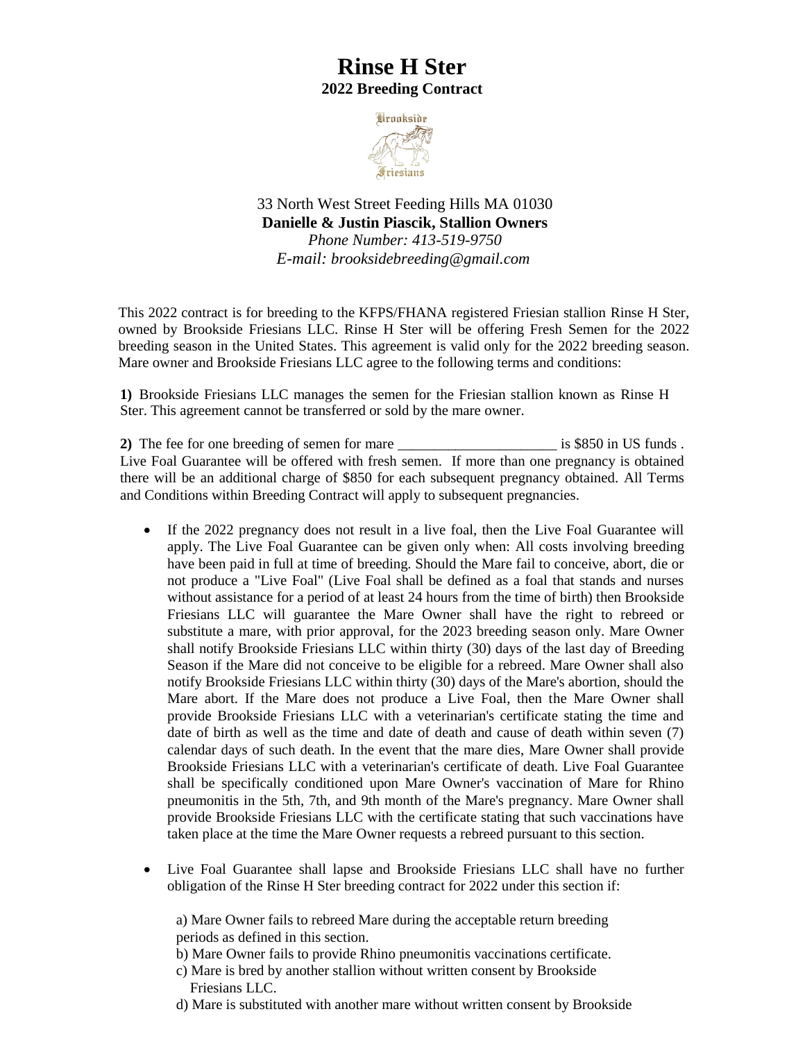# Rinse H Ster

## 2022 Breeding Contract

33 North West Street Feeding Hills MA 01030
**Danielle & Justin Piascik, Stallion Owners**
*Phone Number: 413-519-9750*
*E-mail: brooksidebreeding@gmail.com*

This 2022 contract is for breeding to the KFPS/FHANA registered Friesian stallion Rinse H Ster, owned by Brookside Friesians LLC. Rinse H Ster will be offering Fresh Semen for the 2022 breeding season in the United States. This agreement is valid only for the 2022 breeding season. Mare owner and Brookside Friesians LLC agree to the following terms and conditions:

**1)** Brookside Friesians LLC manages the semen for the Friesian stallion known as Rinse H Ster. This agreement cannot be transferred or sold by the mare owner.

**2)** The fee for one breeding of semen for mare ______________________ is $850 in US funds . Live Foal Guarantee will be offered with fresh semen. If more than one pregnancy is obtained there will be an additional charge of $850 for each subsequent pregnancy obtained. All Terms and Conditions within Breeding Contract will apply to subsequent pregnancies.

- If the 2022 pregnancy does not result in a live foal, then the Live Foal Guarantee will apply. The Live Foal Guarantee can be given only when: All costs involving breeding have been paid in full at time of breeding. Should the Mare fail to conceive, abort, die or not produce a "Live Foal" (Live Foal shall be defined as a foal that stands and nurses without assistance for a period of at least 24 hours from the time of birth) then Brookside Friesians LLC will guarantee the Mare Owner shall have the right to rebreed or substitute a mare, with prior approval, for the 2023 breeding season only. Mare Owner shall notify Brookside Friesians LLC within thirty (30) days of the last day of Breeding Season if the Mare did not conceive to be eligible for a rebreed. Mare Owner shall also notify Brookside Friesians LLC within thirty (30) days of the Mare's abortion, should the Mare abort. If the Mare does not produce a Live Foal, then the Mare Owner shall provide Brookside Friesians LLC with a veterinarian's certificate stating the time and date of birth as well as the time and date of death and cause of death within seven (7) calendar days of such death. In the event that the mare dies, Mare Owner shall provide Brookside Friesians LLC with a veterinarian's certificate of death. Live Foal Guarantee shall be specifically conditioned upon Mare Owner's vaccination of Mare for Rhino pneumonitis in the 5th, 7th, and 9th month of the Mare's pregnancy. Mare Owner shall provide Brookside Friesians LLC with the certificate stating that such vaccinations have taken place at the time the Mare Owner requests a rebreed pursuant to this section.

- Live Foal Guarantee shall lapse and Brookside Friesians LLC shall have no further obligation of the Rinse H Ster breeding contract for 2022 under this section if:

  a) Mare Owner fails to rebreed Mare during the acceptable return breeding periods as defined in this section.
  b) Mare Owner fails to provide Rhino pneumonitis vaccinations certificate.
  c) Mare is bred by another stallion without written consent by Brookside Friesians LLC.
  d) Mare is substituted with another mare without written consent by Brookside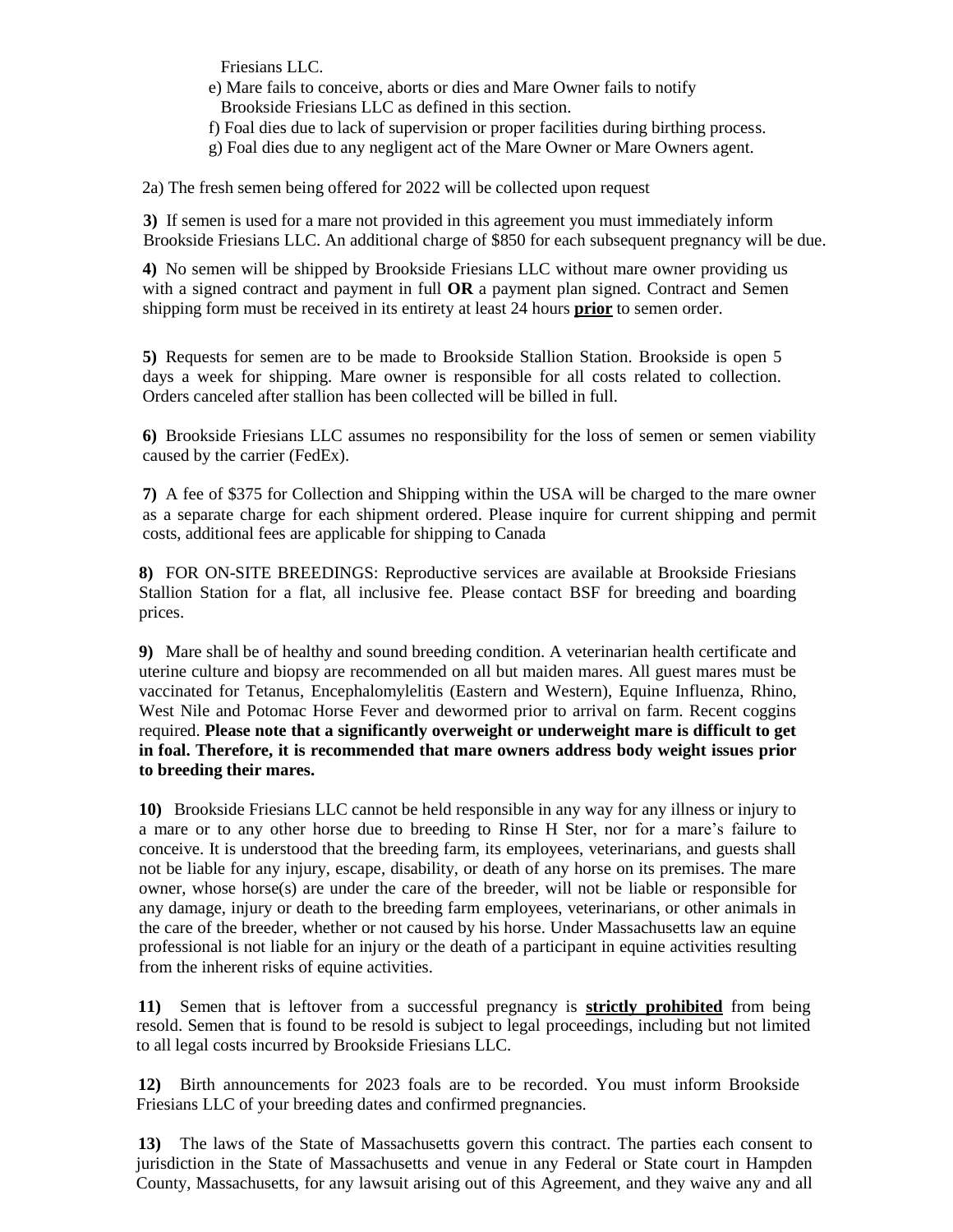Friesians LLC.

e) Mare fails to conceive, aborts or dies and Mare Owner fails to notify Brookside Friesians LLC as defined in this section.

f) Foal dies due to lack of supervision or proper facilities during birthing process.

g) Foal dies due to any negligent act of the Mare Owner or Mare Owners agent.

2a) The fresh semen being offered for 2022 will be collected upon request

**3)** If semen is used for a mare not provided in this agreement you must immediately inform Brookside Friesians LLC. An additional charge of $850 for each subsequent pregnancy will be due.

**4)** No semen will be shipped by Brookside Friesians LLC without mare owner providing us with a signed contract and payment in full **OR** a payment plan signed. Contract and Semen shipping form must be received in its entirety at least 24 hours <u>**prior**</u> to semen order.

**5)** Requests for semen are to be made to Brookside Stallion Station. Brookside is open 5 days a week for shipping. Mare owner is responsible for all costs related to collection. Orders canceled after stallion has been collected will be billed in full.

**6)** Brookside Friesians LLC assumes no responsibility for the loss of semen or semen viability caused by the carrier (FedEx).

**7)** A fee of $375 for Collection and Shipping within the USA will be charged to the mare owner as a separate charge for each shipment ordered. Please inquire for current shipping and permit costs, additional fees are applicable for shipping to Canada

**8)** FOR ON-SITE BREEDINGS: Reproductive services are available at Brookside Friesians Stallion Station for a flat, all inclusive fee. Please contact BSF for breeding and boarding prices.

**9)** Mare shall be of healthy and sound breeding condition. A veterinarian health certificate and uterine culture and biopsy are recommended on all but maiden mares. All guest mares must be vaccinated for Tetanus, Encephalomylelitis (Eastern and Western), Equine Influenza, Rhino, West Nile and Potomac Horse Fever and dewormed prior to arrival on farm. Recent coggins required. **Please note that a significantly overweight or underweight mare is difficult to get in foal. Therefore, it is recommended that mare owners address body weight issues prior to breeding their mares.**

**10)** Brookside Friesians LLC cannot be held responsible in any way for any illness or injury to a mare or to any other horse due to breeding to Rinse H Ster, nor for a mare's failure to conceive. It is understood that the breeding farm, its employees, veterinarians, and guests shall not be liable for any injury, escape, disability, or death of any horse on its premises. The mare owner, whose horse(s) are under the care of the breeder, will not be liable or responsible for any damage, injury or death to the breeding farm employees, veterinarians, or other animals in the care of the breeder, whether or not caused by his horse. Under Massachusetts law an equine professional is not liable for an injury or the death of a participant in equine activities resulting from the inherent risks of equine activities.

**11)** Semen that is leftover from a successful pregnancy is <u>**strictly prohibited**</u> from being resold. Semen that is found to be resold is subject to legal proceedings, including but not limited to all legal costs incurred by Brookside Friesians LLC.

**12)** Birth announcements for 2023 foals are to be recorded. You must inform Brookside Friesians LLC of your breeding dates and confirmed pregnancies.

**13)** The laws of the State of Massachusetts govern this contract. The parties each consent to jurisdiction in the State of Massachusetts and venue in any Federal or State court in Hampden County, Massachusetts, for any lawsuit arising out of this Agreement, and they waive any and all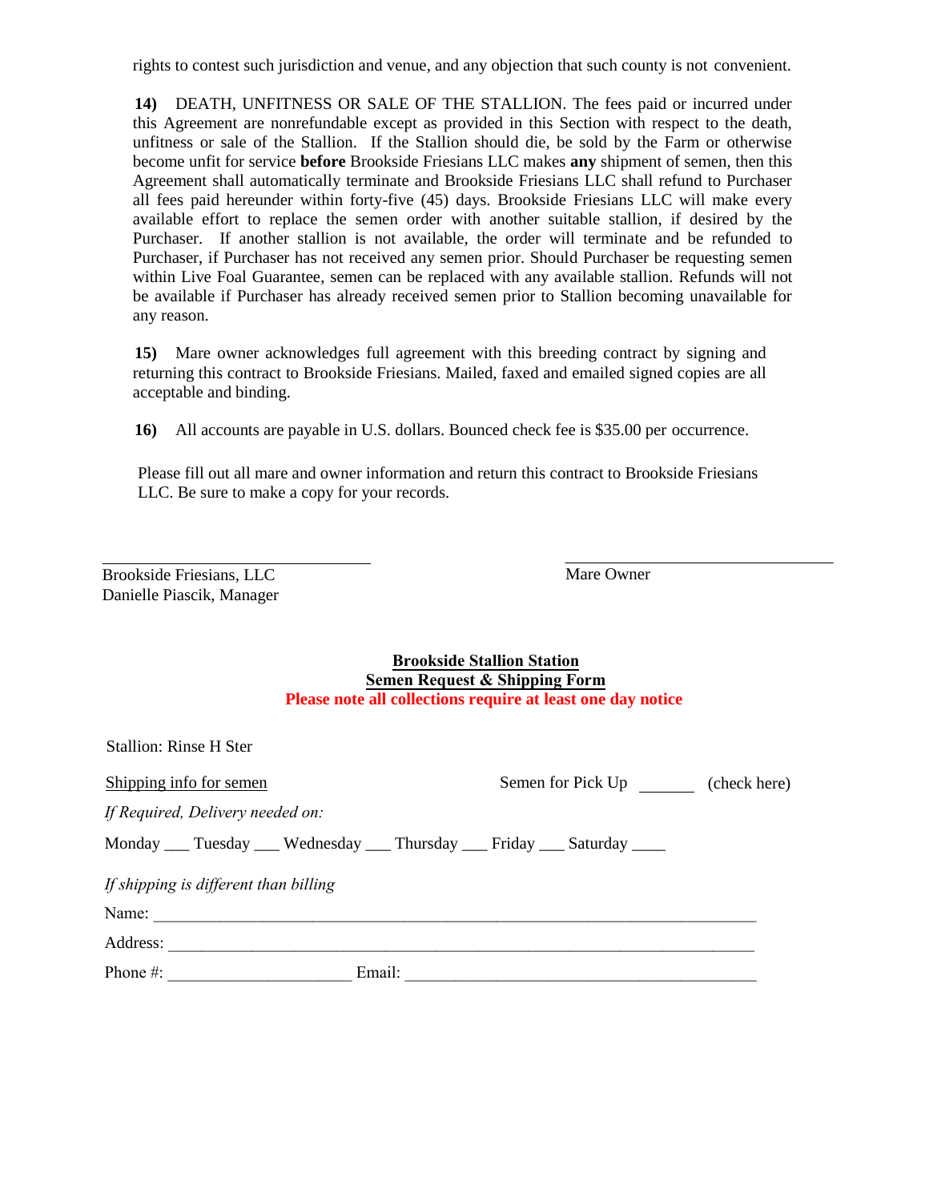rights to contest such jurisdiction and venue, and any objection that such county is not convenient.

**14)** DEATH, UNFITNESS OR SALE OF THE STALLION. The fees paid or incurred under this Agreement are nonrefundable except as provided in this Section with respect to the death, unfitness or sale of the Stallion. If the Stallion should die, be sold by the Farm or otherwise become unfit for service **before** Brookside Friesians LLC makes **any** shipment of semen, then this Agreement shall automatically terminate and Brookside Friesians LLC shall refund to Purchaser all fees paid hereunder within forty-five (45) days. Brookside Friesians LLC will make every available effort to replace the semen order with another suitable stallion, if desired by the Purchaser. If another stallion is not available, the order will terminate and be refunded to Purchaser, if Purchaser has not received any semen prior. Should Purchaser be requesting semen within Live Foal Guarantee, semen can be replaced with any available stallion. Refunds will not be available if Purchaser has already received semen prior to Stallion becoming unavailable for any reason.

**15)** Mare owner acknowledges full agreement with this breeding contract by signing and returning this contract to Brookside Friesians. Mailed, faxed and emailed signed copies are all acceptable and binding.

**16)** All accounts are payable in U.S. dollars. Bounced check fee is $35.00 per occurrence.

Please fill out all mare and owner information and return this contract to Brookside Friesians LLC. Be sure to make a copy for your records.

\_\_\_\_\_\_\_\_\_\_\_\_\_\_\_\_\_\_\_\_\_\_\_\_\_\_\_\_\_\_\_\_\_\_
Brookside Friesians, LLC
Danielle Piascik, Manager

\_\_\_\_\_\_\_\_\_\_\_\_\_\_\_\_\_\_\_\_\_\_\_\_\_\_\_\_\_\_\_\_\_\_
Mare Owner

## Brookside Stallion Station
## Semen Request & Shipping Form

**Please note all collections require at least one day notice**

Stallion: Rinse H Ster

Shipping info for semen                Semen for Pick Up _______ (check here)

*If Required, Delivery needed on:*

Monday ___ Tuesday ___ Wednesday ___ Thursday ___ Friday ___ Saturday ____

*If shipping is different than billing*

Name: \_\_\_\_\_\_\_\_\_\_\_\_\_\_\_\_\_\_\_\_\_\_\_\_\_\_\_\_\_\_\_\_\_\_\_\_\_\_\_\_\_\_\_\_\_\_\_\_\_\_\_\_\_\_\_\_\_\_\_\_\_\_\_\_\_\_\_\_\_\_\_\_

Address: \_\_\_\_\_\_\_\_\_\_\_\_\_\_\_\_\_\_\_\_\_\_\_\_\_\_\_\_\_\_\_\_\_\_\_\_\_\_\_\_\_\_\_\_\_\_\_\_\_\_\_\_\_\_\_\_\_\_\_\_\_\_\_\_\_\_\_\_\_\_

Phone #: \_\_\_\_\_\_\_\_\_\_\_\_\_\_\_\_\_\_\_\_\_\_ Email: \_\_\_\_\_\_\_\_\_\_\_\_\_\_\_\_\_\_\_\_\_\_\_\_\_\_\_\_\_\_\_\_\_\_\_\_\_\_\_\_\_\_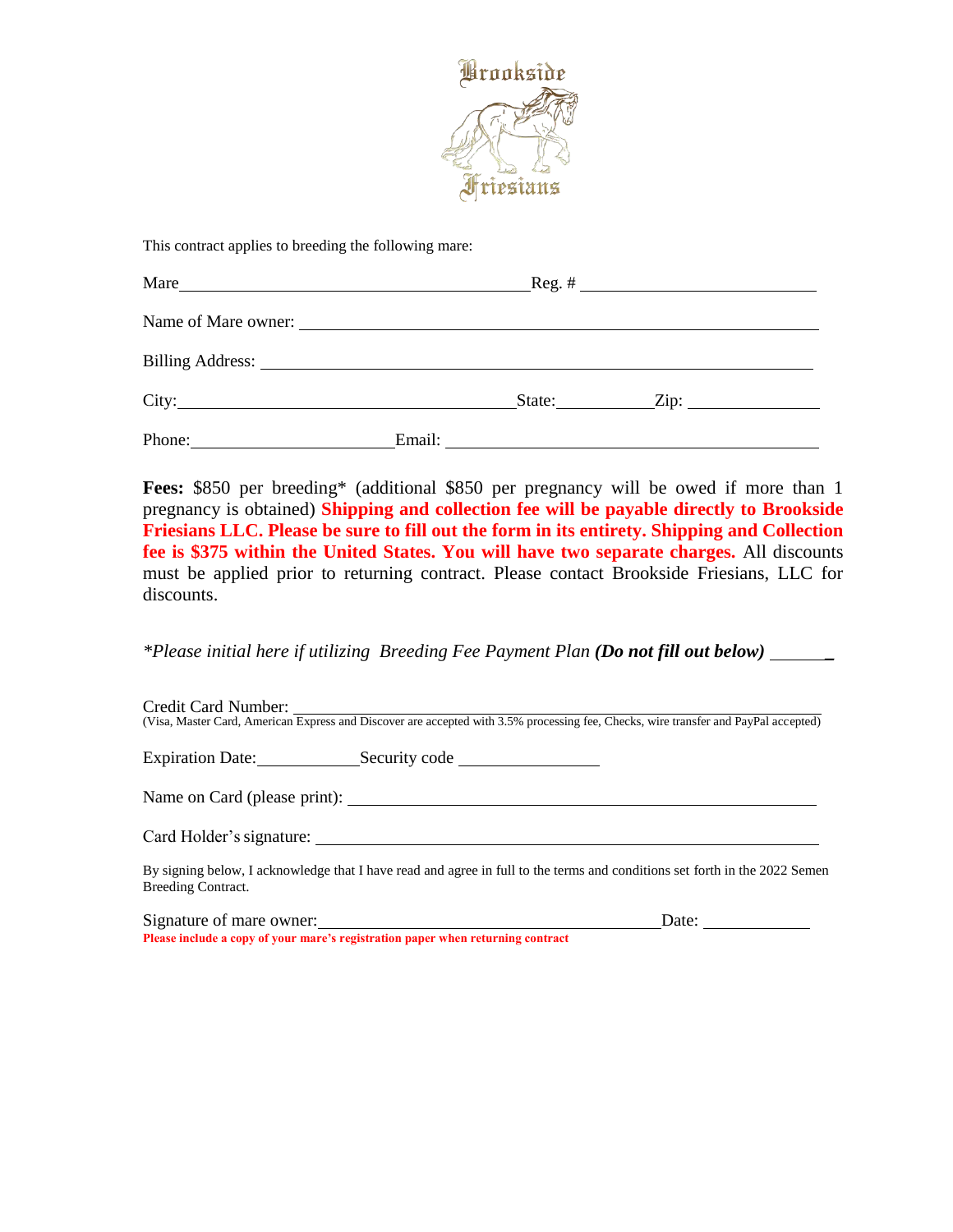Brookside Friesians

This contract applies to breeding the following mare:

Mare\_\_\_\_\_\_\_\_\_\_\_\_\_\_\_\_\_\_\_\_\_\_\_\_\_\_\_\_\_\_\_\_\_\_\_\_\_\_\_\_Reg. # \_\_\_\_\_\_\_\_\_\_\_\_\_\_\_\_\_\_\_\_\_\_\_\_\_\_

Name of Mare owner: \_\_\_\_\_\_\_\_\_\_\_\_\_\_\_\_\_\_\_\_\_\_\_\_\_\_\_\_\_\_\_\_\_\_\_\_\_\_\_\_\_\_\_\_\_\_\_\_\_\_\_\_\_\_\_\_\_\_

Billing Address: \_\_\_\_\_\_\_\_\_\_\_\_\_\_\_\_\_\_\_\_\_\_\_\_\_\_\_\_\_\_\_\_\_\_\_\_\_\_\_\_\_\_\_\_\_\_\_\_\_\_\_\_\_\_\_\_\_\_\_\_\_\_

City:\_\_\_\_\_\_\_\_\_\_\_\_\_\_\_\_\_\_\_\_\_\_\_\_\_\_\_\_\_\_\_\_\_\_\_\_\_\_State:\_\_\_\_\_\_\_\_\_\_Zip: \_\_\_\_\_\_\_\_\_\_\_\_\_\_\_

Phone:\_\_\_\_\_\_\_\_\_\_\_\_\_\_\_\_\_\_\_\_\_\_\_Email: \_\_\_\_\_\_\_\_\_\_\_\_\_\_\_\_\_\_\_\_\_\_\_\_\_\_\_\_\_\_\_\_\_\_\_\_\_\_\_\_\_\_

**Fees:** $850 per breeding* (additional $850 per pregnancy will be owed if more than 1 pregnancy is obtained) **Shipping and collection fee will be payable directly to Brookside Friesians LLC. Please be sure to fill out the form in its entirety. Shipping and Collection fee is $375 within the United States. You will have two separate charges.** All discounts must be applied prior to returning contract. Please contact Brookside Friesians, LLC for discounts.

*\*Please initial here if utilizing Breeding Fee Payment Plan **(Do not fill out below)** \_\_\_\_\_\_\_*

Credit Card Number: \_\_\_\_\_\_\_\_\_\_\_\_\_\_\_\_\_\_\_\_\_\_\_\_\_\_\_\_\_\_\_\_\_\_\_\_\_\_\_\_\_\_\_\_\_\_\_\_\_\_\_\_\_\_\_\_\_\_\_\_
(Visa, Master Card, American Express and Discover are accepted with 3.5% processing fee, Checks, wire transfer and PayPal accepted)

Expiration Date:\_\_\_\_\_\_\_\_\_\_\_\_Security code \_\_\_\_\_\_\_\_\_\_\_\_\_\_\_\_

Name on Card (please print): \_\_\_\_\_\_\_\_\_\_\_\_\_\_\_\_\_\_\_\_\_\_\_\_\_\_\_\_\_\_\_\_\_\_\_\_\_\_\_\_\_\_\_\_\_\_\_\_\_\_

Card Holder's signature: \_\_\_\_\_\_\_\_\_\_\_\_\_\_\_\_\_\_\_\_\_\_\_\_\_\_\_\_\_\_\_\_\_\_\_\_\_\_\_\_\_\_\_\_\_\_\_\_\_\_\_\_\_\_\_

By signing below, I acknowledge that I have read and agree in full to the terms and conditions set forth in the 2022 Semen Breeding Contract.

Signature of mare owner:\_\_\_\_\_\_\_\_\_\_\_\_\_\_\_\_\_\_\_\_\_\_\_\_\_\_\_\_\_\_\_\_\_\_\_\_\_\_\_\_Date: \_\_\_\_\_\_\_\_\_\_\_\_
**Please include a copy of your mare's registration paper when returning contract**